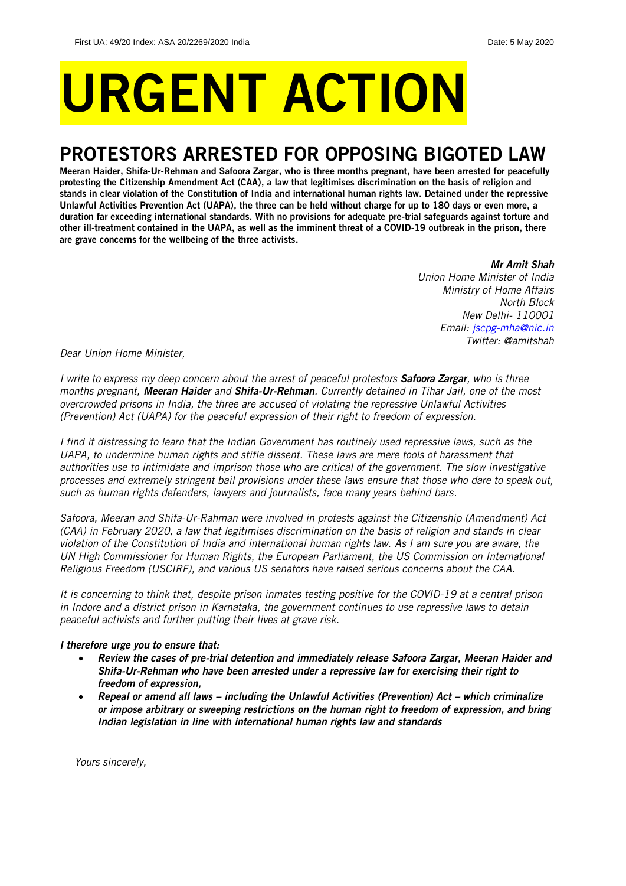First UA: 49/20 Index: ASA 20/2269/2020 India Date: 5 May 2020

# URGENT ACTION

## PROTESTORS ARRESTED FOR OPPOSING BIGOTED LAW

**Meeran Haider, Shifa-Ur-Rehman and Safoora Zargar, who is three months pregnant, have been arrested for peacefully protesting the Citizenship Amendment Act (CAA), a law that legitimises discrimination on the basis of religion and stands in clear violation of the Constitution of India and international human rights law. Detained under the repressive Unlawful Activities Prevention Act (UAPA), the three can be held without charge for up to 180 days or even more, a duration far exceeding international standards. With no provisions for adequate pre-trial safeguards against torture and other ill-treatment contained in the UAPA, as well as the imminent threat of a COVID-19 outbreak in the prison, there are grave concerns for the wellbeing of the three activists.**

***Mr Amit Shah***
*Union Home Minister of India*
*Ministry of Home Affairs*
*North Block*
*New Delhi- 110001*
*Email: jscpg-mha@nic.in*
*Twitter: @amitshah*

*Dear Union Home Minister,*

*I write to express my deep concern about the arrest of peaceful protestors **Safoora Zargar**, who is three months pregnant, **Meeran Haider** and **Shifa-Ur-Rehman**. Currently detained in Tihar Jail, one of the most overcrowded prisons in India, the three are accused of violating the repressive Unlawful Activities (Prevention) Act (UAPA) for the peaceful expression of their right to freedom of expression.*

*I find it distressing to learn that the Indian Government has routinely used repressive laws, such as the UAPA, to undermine human rights and stifle dissent. These laws are mere tools of harassment that authorities use to intimidate and imprison those who are critical of the government. The slow investigative processes and extremely stringent bail provisions under these laws ensure that those who dare to speak out, such as human rights defenders, lawyers and journalists, face many years behind bars.*

*Safoora, Meeran and Shifa-Ur-Rahman were involved in protests against the Citizenship (Amendment) Act (CAA) in February 2020, a law that legitimises discrimination on the basis of religion and stands in clear violation of the Constitution of India and international human rights law. As I am sure you are aware, the UN High Commissioner for Human Rights, the European Parliament, the US Commission on International Religious Freedom (USCIRF), and various US senators have raised serious concerns about the CAA.*

*It is concerning to think that, despite prison inmates testing positive for the COVID-19 at a central prison in Indore and a district prison in Karnataka, the government continues to use repressive laws to detain peaceful activists and further putting their lives at grave risk.*

***I therefore urge you to ensure that:***

- ***Review the cases of pre-trial detention and immediately release Safoora Zargar, Meeran Haider and Shifa-Ur-Rehman who have been arrested under a repressive law for exercising their right to freedom of expression,***
- ***Repeal or amend all laws – including the Unlawful Activities (Prevention) Act – which criminalize or impose arbitrary or sweeping restrictions on the human right to freedom of expression, and bring Indian legislation in line with international human rights law and standards***

*Yours sincerely,*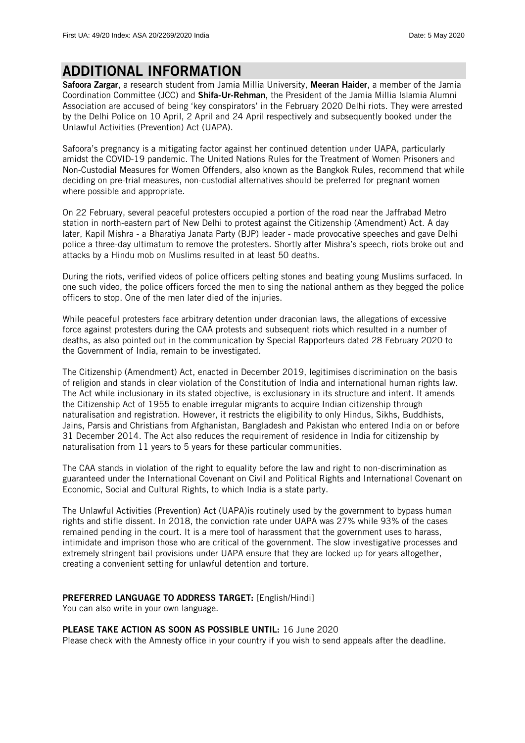# ADDITIONAL INFORMATION

**Safoora Zargar**, a research student from Jamia Millia University, **Meeran Haider**, a member of the Jamia Coordination Committee (JCC) and **Shifa-Ur-Rehman**, the President of the Jamia Millia Islamia Alumni Association are accused of being 'key conspirators' in the February 2020 Delhi riots. They were arrested by the Delhi Police on 10 April, 2 April and 24 April respectively and subsequently booked under the Unlawful Activities (Prevention) Act (UAPA).

Safoora's pregnancy is a mitigating factor against her continued detention under UAPA, particularly amidst the COVID-19 pandemic. The United Nations Rules for the Treatment of Women Prisoners and Non-Custodial Measures for Women Offenders, also known as the Bangkok Rules, recommend that while deciding on pre-trial measures, non-custodial alternatives should be preferred for pregnant women where possible and appropriate.

On 22 February, several peaceful protesters occupied a portion of the road near the Jaffrabad Metro station in north-eastern part of New Delhi to protest against the Citizenship (Amendment) Act. A day later, Kapil Mishra - a Bharatiya Janata Party (BJP) leader - made provocative speeches and gave Delhi police a three-day ultimatum to remove the protesters. Shortly after Mishra's speech, riots broke out and attacks by a Hindu mob on Muslims resulted in at least 50 deaths.

During the riots, verified videos of police officers pelting stones and beating young Muslims surfaced. In one such video, the police officers forced the men to sing the national anthem as they begged the police officers to stop. One of the men later died of the injuries.

While peaceful protesters face arbitrary detention under draconian laws, the allegations of excessive force against protesters during the CAA protests and subsequent riots which resulted in a number of deaths, as also pointed out in the communication by Special Rapporteurs dated 28 February 2020 to the Government of India, remain to be investigated.

The Citizenship (Amendment) Act, enacted in December 2019, legitimises discrimination on the basis of religion and stands in clear violation of the Constitution of India and international human rights law. The Act while inclusionary in its stated objective, is exclusionary in its structure and intent. It amends the Citizenship Act of 1955 to enable irregular migrants to acquire Indian citizenship through naturalisation and registration. However, it restricts the eligibility to only Hindus, Sikhs, Buddhists, Jains, Parsis and Christians from Afghanistan, Bangladesh and Pakistan who entered India on or before 31 December 2014. The Act also reduces the requirement of residence in India for citizenship by naturalisation from 11 years to 5 years for these particular communities.

The CAA stands in violation of the right to equality before the law and right to non-discrimination as guaranteed under the International Covenant on Civil and Political Rights and International Covenant on Economic, Social and Cultural Rights, to which India is a state party.

The Unlawful Activities (Prevention) Act (UAPA)is routinely used by the government to bypass human rights and stifle dissent. In 2018, the conviction rate under UAPA was 27% while 93% of the cases remained pending in the court. It is a mere tool of harassment that the government uses to harass, intimidate and imprison those who are critical of the government. The slow investigative processes and extremely stringent bail provisions under UAPA ensure that they are locked up for years altogether, creating a convenient setting for unlawful detention and torture.

**PREFERRED LANGUAGE TO ADDRESS TARGET:** [English/Hindi]
You can also write in your own language.

**PLEASE TAKE ACTION AS SOON AS POSSIBLE UNTIL:** 16 June 2020
Please check with the Amnesty office in your country if you wish to send appeals after the deadline.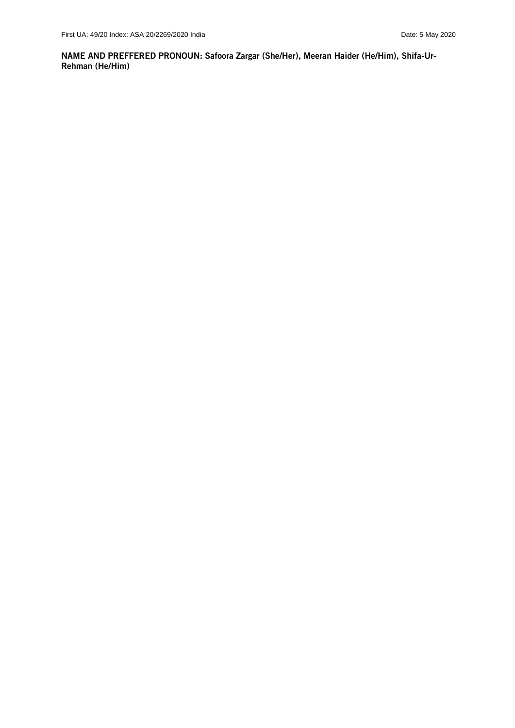**NAME AND PREFFERED PRONOUN: Safoora Zargar (She/Her), Meeran Haider (He/Him), Shifa-Ur-Rehman (He/Him)**